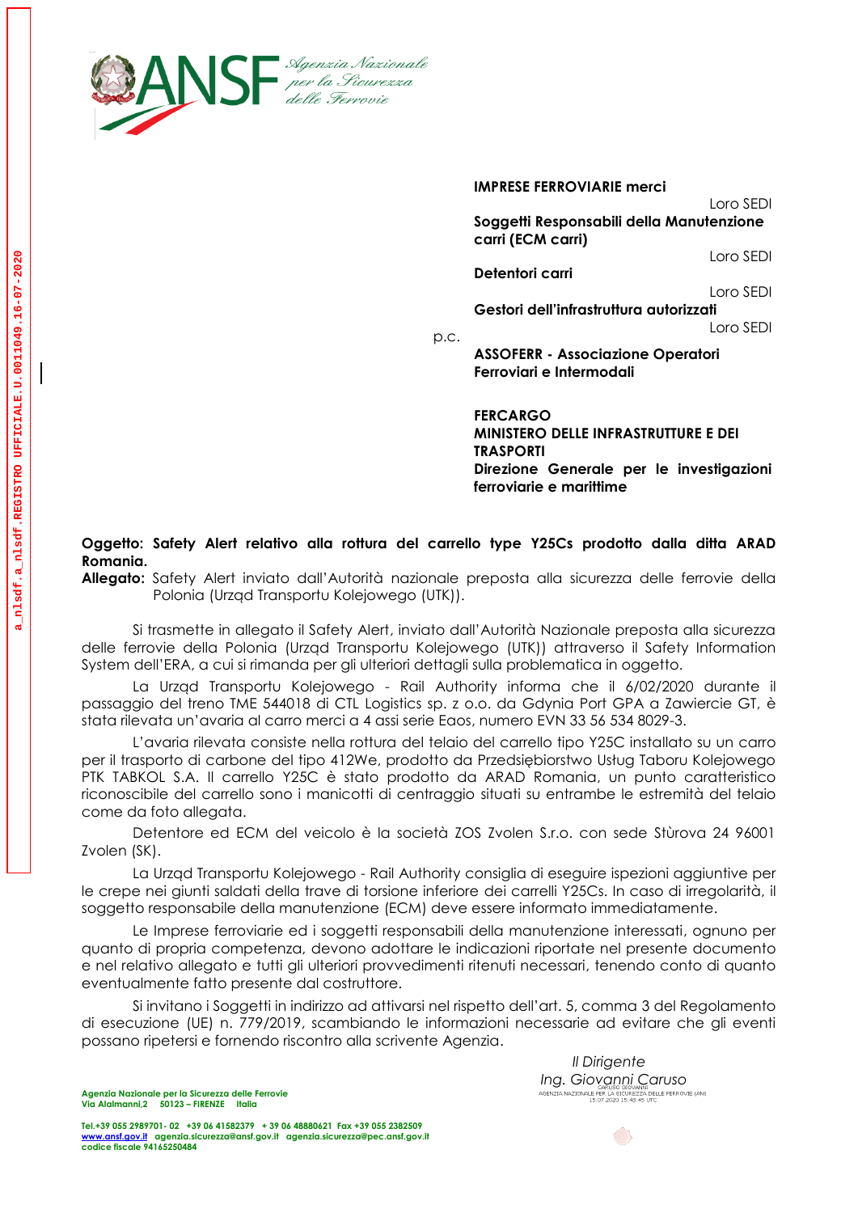ANSF Agenzia Nazionale per la Sicurezza delle Ferrovie

**IMPRESE FERROVIARIE merci**
Loro SEDI

**Soggetti Responsabili della Manutenzione carri (ECM carri)**
Loro SEDI

**Detentori carri**
Loro SEDI

**Gestori dell'infrastruttura autorizzati**
Loro SEDI

p.c.

**ASSOFERR - Associazione Operatori Ferroviari e Intermodali**

**FERCARGO**

**MINISTERO DELLE INFRASTRUTTURE E DEI TRASPORTI**
**Direzione Generale per le investigazioni ferroviarie e marittime**

**Oggetto: Safety Alert relativo alla rottura del carrello type Y25Cs prodotto dalla ditta ARAD Romania.**

**Allegato:** Safety Alert inviato dall'Autorità nazionale preposta alla sicurezza delle ferrovie della Polonia (Urząd Transportu Kolejowego (UTK)).

Si trasmette in allegato il Safety Alert, inviato dall'Autorità Nazionale preposta alla sicurezza delle ferrovie della Polonia (Urząd Transportu Kolejowego (UTK)) attraverso il Safety Information System dell'ERA, a cui si rimanda per gli ulteriori dettagli sulla problematica in oggetto.

La Urząd Transportu Kolejowego - Rail Authority informa che il 6/02/2020 durante il passaggio del treno TME 544018 di CTL Logistics sp. z o.o. da Gdynia Port GPA a Zawiercie GT, è stata rilevata un'avaria al carro merci a 4 assi serie Eaos, numero EVN 33 56 534 8029-3.

L'avaria rilevata consiste nella rottura del telaio del carrello tipo Y25C installato su un carro per il trasporto di carbone del tipo 412We, prodotto da Przedsiębiorstwo Usług Taboru Kolejowego PTK TABKOL S.A. Il carrello Y25C è stato prodotto da ARAD Romania, un punto caratteristico riconoscibile del carrello sono i manicotti di centraggio situati su entrambe le estremità del telaio come da foto allegata.

Detentore ed ECM del veicolo è la società ZOS Zvolen S.r.o. con sede Stùrova 24 96001 Zvolen (SK).

La Urząd Transportu Kolejowego - Rail Authority consiglia di eseguire ispezioni aggiuntive per le crepe nei giunti saldati della trave di torsione inferiore dei carrelli Y25Cs. In caso di irregolarità, il soggetto responsabile della manutenzione (ECM) deve essere informato immediatamente.

Le Imprese ferroviarie ed i soggetti responsabili della manutenzione interessati, ognuno per quanto di propria competenza, devono adottare le indicazioni riportate nel presente documento e nel relativo allegato e tutti gli ulteriori provvedimenti ritenuti necessari, tenendo conto di quanto eventualmente fatto presente dal costruttore.

Si invitano i Soggetti in indirizzo ad attivarsi nel rispetto dell'art. 5, comma 3 del Regolamento di esecuzione (UE) n. 779/2019, scambiando le informazioni necessarie ad evitare che gli eventi possano ripetersi e fornendo riscontro alla scrivente Agenzia.

*Il Dirigente*
*Ing. Giovanni Caruso*

**Agenzia Nazionale per la Sicurezza delle Ferrovie**
**Via Alamanni,2 50123 – FIRENZE Italia**

**Tel.+39 055 2989701- 02 +39 06 41582379 + 39 06 48880621 Fax +39 055 2382509**
**www.ansf.gov.it agenzia.sicurezza@ansf.gov.it agenzia.sicurezza@pec.ansf.gov.it**
**codice fiscale 94165250484**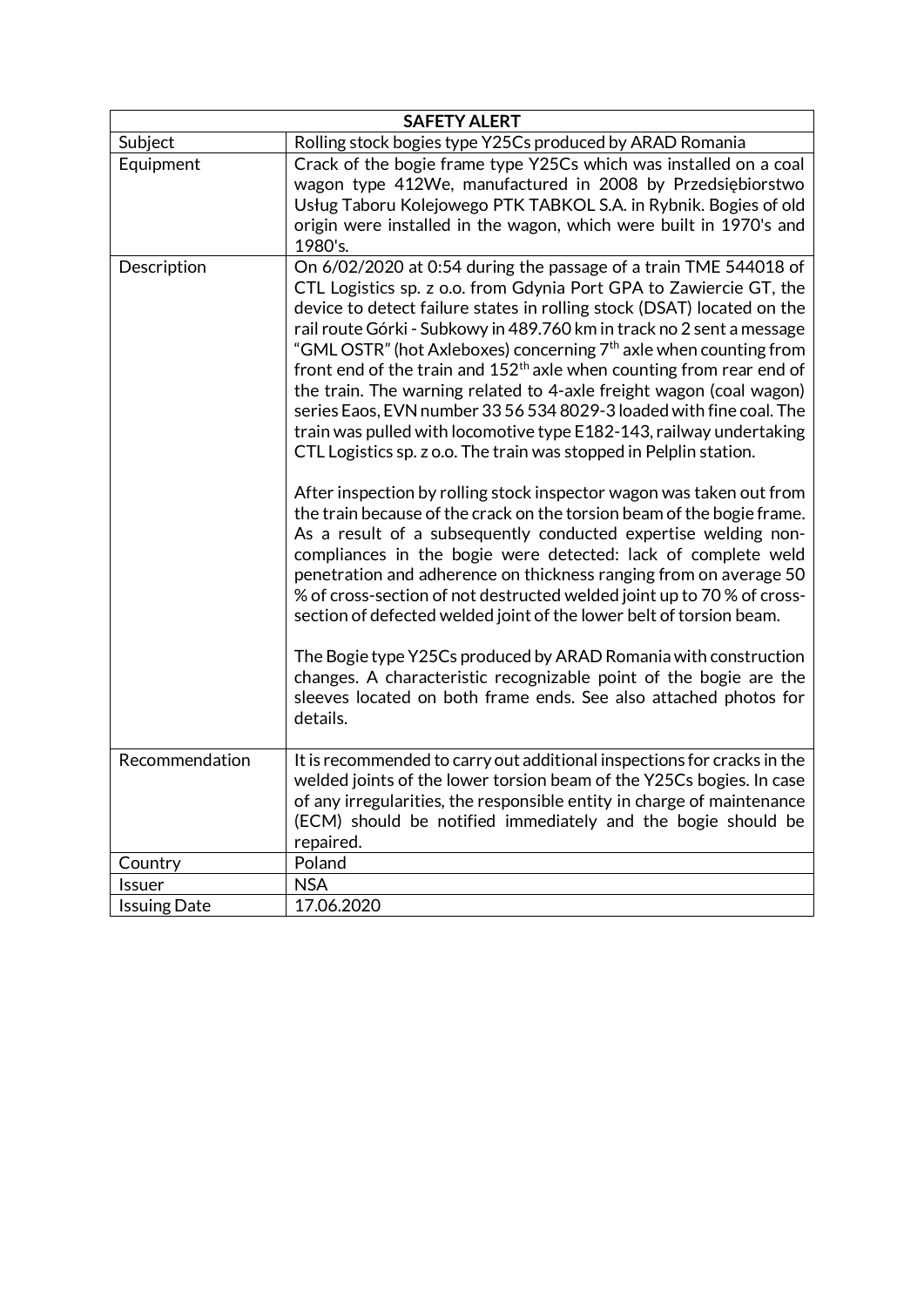| SAFETY ALERT | |
|---|---|
| Subject | Rolling stock bogies type Y25Cs produced by ARAD Romania |
| Equipment | Crack of the bogie frame type Y25Cs which was installed on a coal wagon type 412We, manufactured in 2008 by Przedsiębiorstwo Usług Taboru Kolejowego PTK TABKOL S.A. in Rybnik. Bogies of old origin were installed in the wagon, which were built in 1970's and 1980's. |
| Description | On 6/02/2020 at 0:54 during the passage of a train TME 544018 of CTL Logistics sp. z o.o. from Gdynia Port GPA to Zawiercie GT, the device to detect failure states in rolling stock (DSAT) located on the rail route Górki - Subkowy in 489.760 km in track no 2 sent a message "GML OSTR" (hot Axleboxes) concerning 7th axle when counting from front end of the train and 152th axle when counting from rear end of the train. The warning related to 4-axle freight wagon (coal wagon) series Eaos, EVN number 33 56 534 8029-3 loaded with fine coal. The train was pulled with locomotive type E182-143, railway undertaking CTL Logistics sp. z o.o. The train was stopped in Pelplin station.<br><br>After inspection by rolling stock inspector wagon was taken out from the train because of the crack on the torsion beam of the bogie frame. As a result of a subsequently conducted expertise welding non-compliances in the bogie were detected: lack of complete weld penetration and adherence on thickness ranging from on average 50 % of cross-section of not destructed welded joint up to 70 % of cross-section of defected welded joint of the lower belt of torsion beam.<br><br>The Bogie type Y25Cs produced by ARAD Romania with construction changes. A characteristic recognizable point of the bogie are the sleeves located on both frame ends. See also attached photos for details. |
| Recommendation | It is recommended to carry out additional inspections for cracks in the welded joints of the lower torsion beam of the Y25Cs bogies. In case of any irregularities, the responsible entity in charge of maintenance (ECM) should be notified immediately and the bogie should be repaired. |
| Country | Poland |
| Issuer | NSA |
| Issuing Date | 17.06.2020 |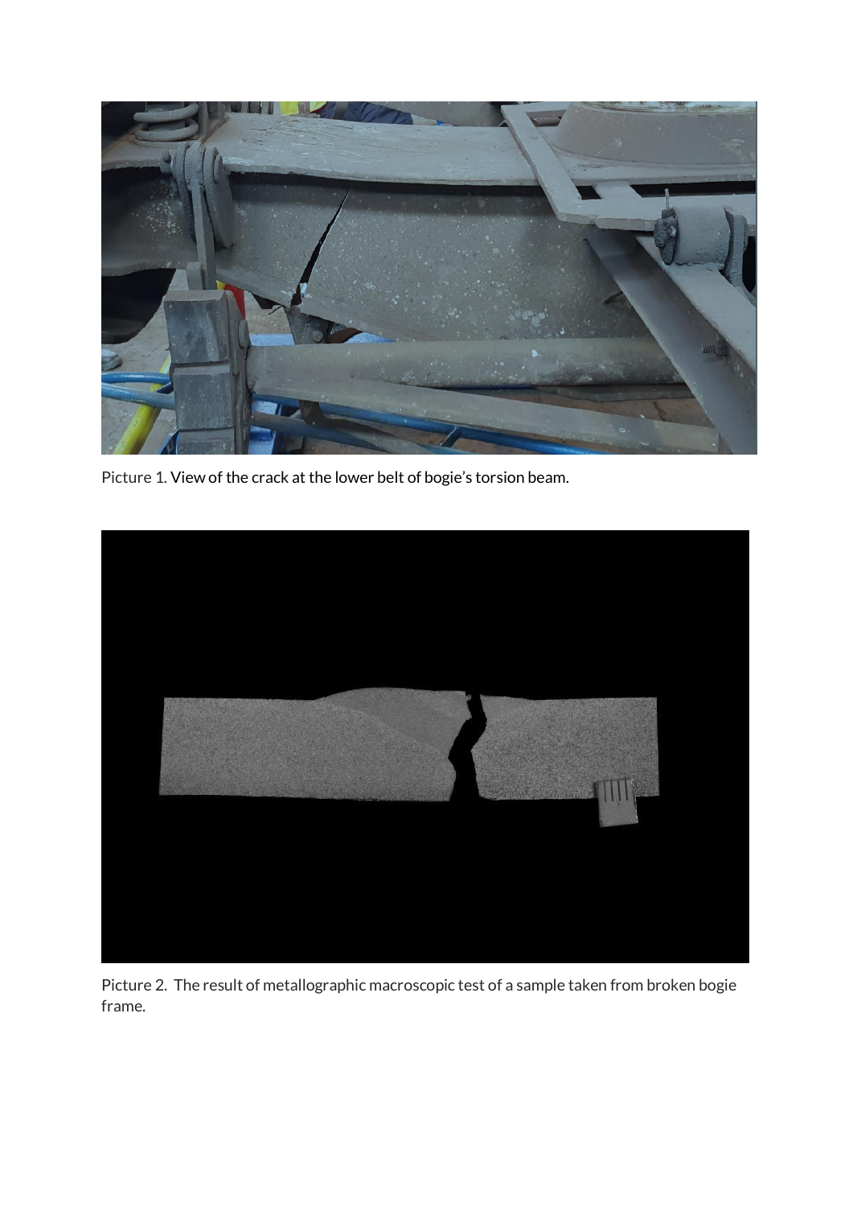Picture 1. View of the crack at the lower belt of bogie's torsion beam.

Picture 2. The result of metallographic macroscopic test of a sample taken from broken bogie frame.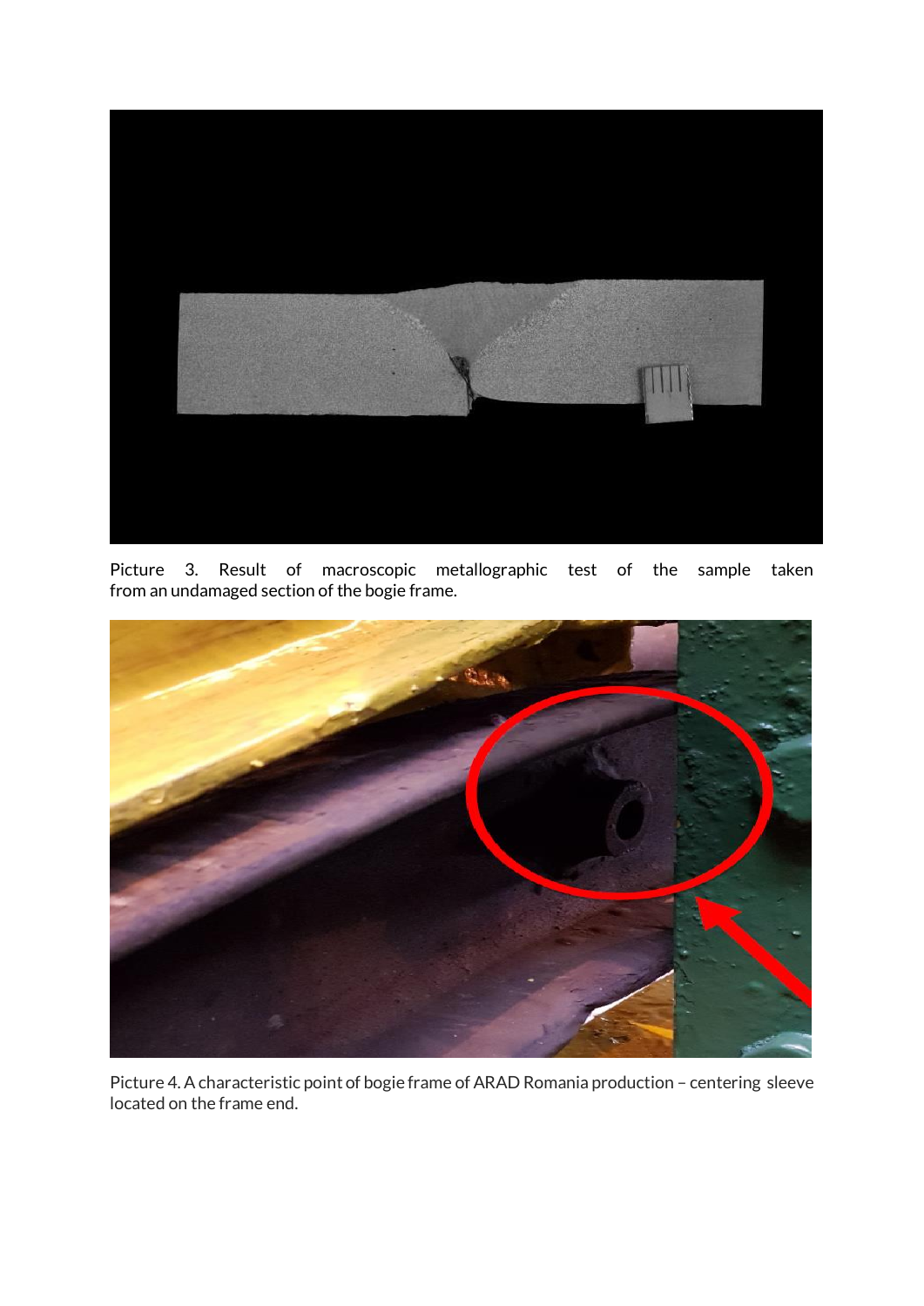Picture 3. Result of macroscopic metallographic test of the sample taken from an undamaged section of the bogie frame.

Picture 4. A characteristic point of bogie frame of ARAD Romania production – centering sleeve located on the frame end.